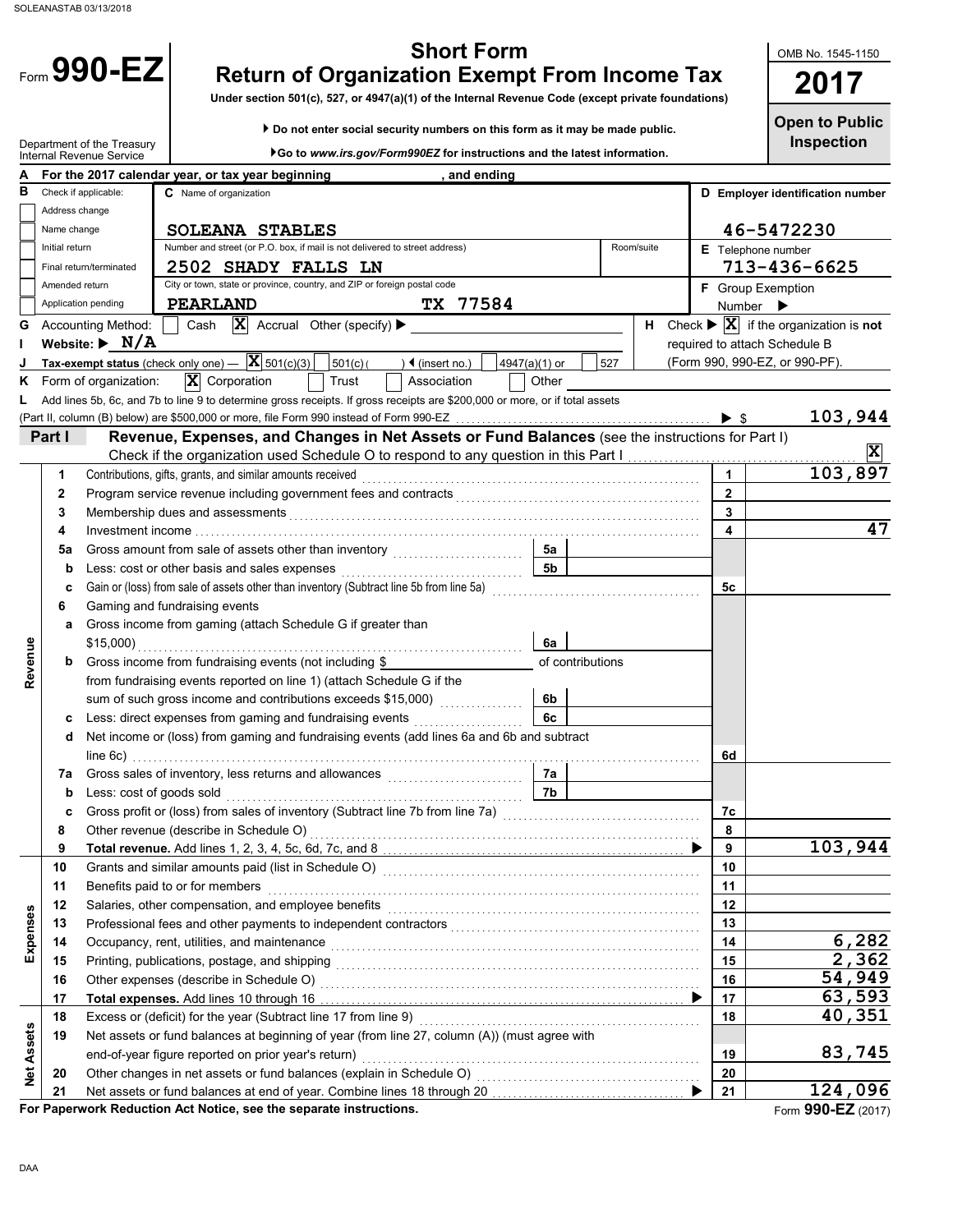# Form 990-EZ

## Short Form
## Return of Organization Exempt From Income Tax

Under section 501(c), 527, or 4947(a)(1) of the Internal Revenue Code (except private foundations)

▶ Do not enter social security numbers on this form as it may be made public.

▶ Go to *www.irs.gov/Form990EZ* for instructions and the latest information.

Department of the Treasury
Internal Revenue Service

OMB No. 1545-1150

**2017**

**Open to Public Inspection**

**A** For the 2017 calendar year, or tax year beginning , and ending

**B** Check if applicable:
- Address change
- Name change
- Initial return
- Final return/terminated
- Amended return
- Application pending

**C** Name of organization: SOLEANA STABLES

Number and street (or P.O. box, if mail is not delivered to street address): 2502 SHADY FALLS LN — Room/suite:

City or town, state or province, country, and ZIP or foreign postal code: PEARLAND TX 77584

**D** Employer identification number: 46-5472230

**E** Telephone number: 713-436-6625

**F** Group Exemption Number ▶

**G** Accounting Method: ☐ Cash ☒ Accrual Other (specify) ▶

**H** Check ▶ ☒ if the organization is **not** required to attach Schedule B (Form 990, 990-EZ, or 990-PF).

**I** Website: ▶ N/A

**J** Tax-exempt status (check only one) — ☒ 501(c)(3) ☐ 501(c)( ) ◀ (insert no.) ☐ 4947(a)(1) or ☐ 527

**K** Form of organization: ☒ Corporation ☐ Trust ☐ Association ☐ Other

**L** Add lines 5b, 6c, and 7b to line 9 to determine gross receipts. If gross receipts are $200,000 or more, or if total assets (Part II, column (B) below) are $500,000 or more, file Form 990 instead of Form 990-EZ ▶ $ 103,944

**Part I** **Revenue, Expenses, and Changes in Net Assets or Fund Balances** (see the instructions for Part I)

Check if the organization used Schedule O to respond to any question in this Part I ☒

| | Line | Description | Sub-box | Sub-amount | Line | Amount |
|---|---|---|---|---|---|---|
| Revenue | 1 | Contributions, gifts, grants, and similar amounts received | | | 1 | 103,897 |
| | 2 | Program service revenue including government fees and contracts | | | 2 | |
| | 3 | Membership dues and assessments | | | 3 | |
| | 4 | Investment income | | | 4 | 47 |
| | 5a | Gross amount from sale of assets other than inventory | 5a | | | |
| | b | Less: cost or other basis and sales expenses | 5b | | | |
| | c | Gain or (loss) from sale of assets other than inventory (Subtract line 5b from line 5a) | | | 5c | |
| | 6 | Gaming and fundraising events | | | | |
| | a | Gross income from gaming (attach Schedule G if greater than $15,000) | 6a | | | |
| | b | Gross income from fundraising events (not including $ of contributions from fundraising events reported on line 1) (attach Schedule G if the sum of such gross income and contributions exceeds $15,000) | 6b | | | |
| | c | Less: direct expenses from gaming and fundraising events | 6c | | | |
| | d | Net income or (loss) from gaming and fundraising events (add lines 6a and 6b and subtract line 6c) | | | 6d | |
| | 7a | Gross sales of inventory, less returns and allowances | 7a | | | |
| | b | Less: cost of goods sold | 7b | | | |
| | c | Gross profit or (loss) from sales of inventory (Subtract line 7b from line 7a) | | | 7c | |
| | 8 | Other revenue (describe in Schedule O) | | | 8 | |
| | 9 | **Total revenue.** Add lines 1, 2, 3, 4, 5c, 6d, 7c, and 8 ▶ | | | 9 | 103,944 |
| Expenses | 10 | Grants and similar amounts paid (list in Schedule O) | | | 10 | |
| | 11 | Benefits paid to or for members | | | 11 | |
| | 12 | Salaries, other compensation, and employee benefits | | | 12 | |
| | 13 | Professional fees and other payments to independent contractors | | | 13 | |
| | 14 | Occupancy, rent, utilities, and maintenance | | | 14 | 6,282 |
| | 15 | Printing, publications, postage, and shipping | | | 15 | 2,362 |
| | 16 | Other expenses (describe in Schedule O) | | | 16 | 54,949 |
| | 17 | **Total expenses.** Add lines 10 through 16 ▶ | | | 17 | 63,593 |
| Net Assets | 18 | Excess or (deficit) for the year (Subtract line 17 from line 9) | | | 18 | 40,351 |
| | 19 | Net assets or fund balances at beginning of year (from line 27, column (A)) (must agree with end-of-year figure reported on prior year's return) | | | 19 | 83,745 |
| | 20 | Other changes in net assets or fund balances (explain in Schedule O) | | | 20 | |
| | 21 | Net assets or fund balances at end of year. Combine lines 18 through 20 ▶ | | | 21 | 124,096 |

**For Paperwork Reduction Act Notice, see the separate instructions.**

Form **990-EZ** (2017)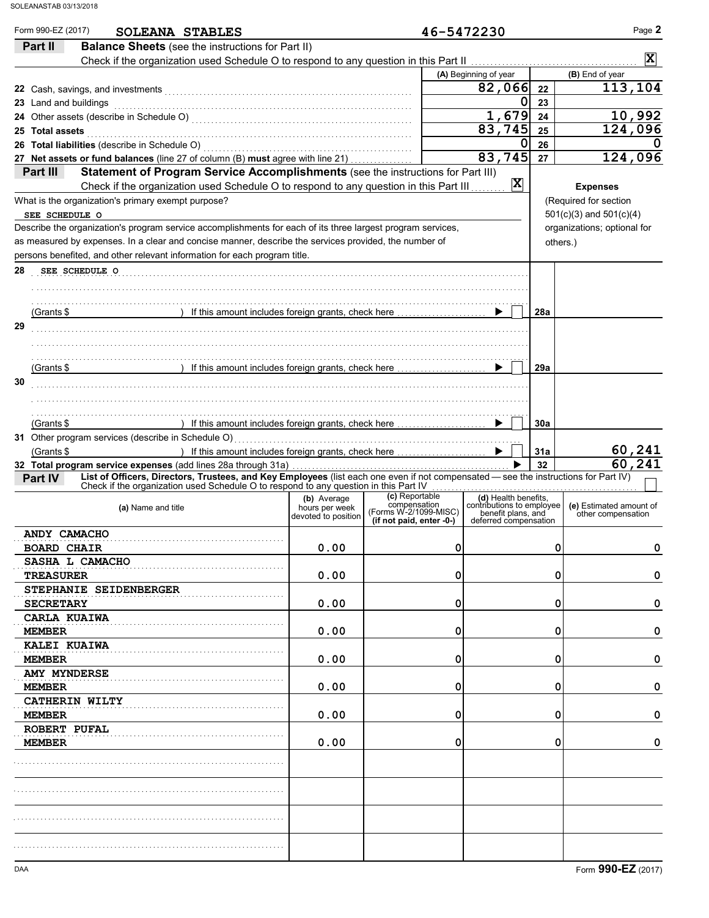Form 990-EZ (2017) **SOLEANA STABLES** 46-5472230

## Part II Balance Sheets (see the instructions for Part II)

Check if the organization used Schedule O to respond to any question in this Part II [X]

| | (A) Beginning of year | | (B) End of year |
|---|---|---|---|
| 22 Cash, savings, and investments | 82,066 | 22 | 113,104 |
| 23 Land and buildings | 0 | 23 | |
| 24 Other assets (describe in Schedule O) | 1,679 | 24 | 10,992 |
| 25 Total assets | 83,745 | 25 | 124,096 |
| 26 Total liabilities (describe in Schedule O) | 0 | 26 | 0 |
| 27 Net assets or fund balances (line 27 of column (B) must agree with line 21) | 83,745 | 27 | 124,096 |

## Part III Statement of Program Service Accomplishments (see the instructions for Part III)

Check if the organization used Schedule O to respond to any question in this Part III [X]

**Expenses** (Required for section 501(c)(3) and 501(c)(4) organizations; optional for others.)

What is the organization's primary exempt purpose?
SEE SCHEDULE O

Describe the organization's program service accomplishments for each of its three largest program services, as measured by expenses. In a clear and concise manner, describe the services provided, the number of persons benefited, and other relevant information for each program title.

| | | | |
|---|---|---|---|
| 28 SEE SCHEDULE O<br>(Grants $ ) If this amount includes foreign grants, check here ▶ [ ] | 28a | |
| 29<br>(Grants $ ) If this amount includes foreign grants, check here ▶ [ ] | 29a | |
| 30<br>(Grants $ ) If this amount includes foreign grants, check here ▶ [ ] | 30a | |
| 31 Other program services (describe in Schedule O)<br>(Grants $ ) If this amount includes foreign grants, check here ▶ [ ] | 31a | 60,241 |
| 32 Total program service expenses (add lines 28a through 31a) ▶ | 32 | 60,241 |

## Part IV List of Officers, Directors, Trustees, and Key Employees (list each one even if not compensated — see the instructions for Part IV)

Check if the organization used Schedule O to respond to any question in this Part IV [ ]

| (a) Name and title | (b) Average hours per week devoted to position | (c) Reportable compensation (Forms W-2/1099-MISC) (if not paid, enter -0-) | (d) Health benefits, contributions to employee benefit plans, and deferred compensation | (e) Estimated amount of other compensation |
|---|---|---|---|---|
| ANDY CAMACHO<br>BOARD CHAIR | 0.00 | 0 | 0 | 0 |
| SASHA L CAMACHO<br>TREASURER | 0.00 | 0 | 0 | 0 |
| STEPHANIE SEIDENBERGER<br>SECRETARY | 0.00 | 0 | 0 | 0 |
| CARLA KUAIWA<br>MEMBER | 0.00 | 0 | 0 | 0 |
| KALEI KUAIWA<br>MEMBER | 0.00 | 0 | 0 | 0 |
| AMY MYNDERSE<br>MEMBER | 0.00 | 0 | 0 | 0 |
| CATHERIN WILTY<br>MEMBER | 0.00 | 0 | 0 | 0 |
| ROBERT PUFAL<br>MEMBER | 0.00 | 0 | 0 | 0 |
| | | | | |
| | | | | |
| | | | | |
| | | | | |

Form **990-EZ** (2017)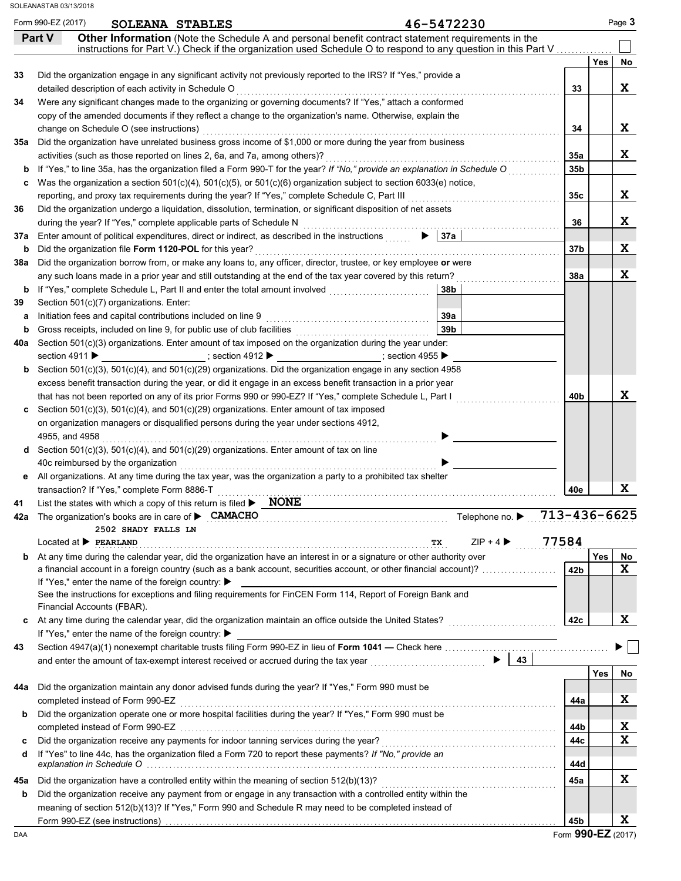Form 990-EZ (2017) SOLEANA STABLES 46-5472230

## Part V Other Information

**Other Information** (Note the Schedule A and personal benefit contract statement requirements in the instructions for Part V.) Check if the organization used Schedule O to respond to any question in this Part V ☐

| | | | Yes | No |
|---|---|---|---|---|
| 33 | Did the organization engage in any significant activity not previously reported to the IRS? If "Yes," provide a detailed description of each activity in Schedule O | 33 | | X |
| 34 | Were any significant changes made to the organizing or governing documents? If "Yes," attach a conformed copy of the amended documents if they reflect a change to the organization's name. Otherwise, explain the change on Schedule O (see instructions) | 34 | | X |
| 35a | Did the organization have unrelated business gross income of $1,000 or more during the year from business activities (such as those reported on lines 2, 6a, and 7a, among others)? | 35a | | X |
| b | If "Yes," to line 35a, has the organization filed a Form 990-T for the year? *If "No," provide an explanation in Schedule O* | 35b | | |
| c | Was the organization a section 501(c)(4), 501(c)(5), or 501(c)(6) organization subject to section 6033(e) notice, reporting, and proxy tax requirements during the year? If "Yes," complete Schedule C, Part III | 35c | | X |
| 36 | Did the organization undergo a liquidation, dissolution, termination, or significant disposition of net assets during the year? If "Yes," complete applicable parts of Schedule N | 36 | | X |
| 37a | Enter amount of political expenditures, direct or indirect, as described in the instructions ▶ 37a | | | |
| b | Did the organization file **Form 1120-POL** for this year? | 37b | | X |
| 38a | Did the organization borrow from, or make any loans to, any officer, director, trustee, or key employee **or** were any such loans made in a prior year and still outstanding at the end of the tax year covered by this return? | 38a | | X |
| b | If "Yes," complete Schedule L, Part II and enter the total amount involved 38b | | | |
| 39 | Section 501(c)(7) organizations. Enter: | | | |
| a | Initiation fees and capital contributions included on line 9 39a | | | |
| b | Gross receipts, included on line 9, for public use of club facilities 39b | | | |
| 40a | Section 501(c)(3) organizations. Enter amount of tax imposed on the organization during the year under: section 4911 ▶ ; section 4912 ▶ ; section 4955 ▶ | | | |
| b | Section 501(c)(3), 501(c)(4), and 501(c)(29) organizations. Did the organization engage in any section 4958 excess benefit transaction during the year, or did it engage in an excess benefit transaction in a prior year that has not been reported on any of its prior Forms 990 or 990-EZ? If "Yes," complete Schedule L, Part I | 40b | | X |
| c | Section 501(c)(3), 501(c)(4), and 501(c)(29) organizations. Enter amount of tax imposed on organization managers or disqualified persons during the year under sections 4912, 4955, and 4958 ▶ | | | |
| d | Section 501(c)(3), 501(c)(4), and 501(c)(29) organizations. Enter amount of tax on line 40c reimbursed by the organization ▶ | | | |
| e | All organizations. At any time during the tax year, was the organization a party to a prohibited tax shelter transaction? If "Yes," complete Form 8886-T | 40e | | X |

41 List the states with which a copy of this return is filed ▶ **NONE**

42a The organization's books are in care of ▶ CAMACHO Telephone no. ▶ 713-436-6625
2502 SHADY FALLS LN
Located at ▶ PEARLAND TX ZIP + 4 ▶ 77584

| | | | Yes | No |
|---|---|---|---|---|
| b | At any time during the calendar year, did the organization have an interest in or a signature or other authority over a financial account in a foreign country (such as a bank account, securities account, or other financial account)? If "Yes," enter the name of the foreign country: ▶ See the instructions for exceptions and filing requirements for FinCEN Form 114, Report of Foreign Bank and Financial Accounts (FBAR). | 42b | | X |
| c | At any time during the calendar year, did the organization maintain an office outside the United States? If "Yes," enter the name of the foreign country: ▶ | 42c | | X |

43 Section 4947(a)(1) nonexempt charitable trusts filing Form 990-EZ in lieu of **Form 1041** — Check here ▶ ☐ and enter the amount of tax-exempt interest received or accrued during the tax year ▶ 43

| | | | Yes | No |
|---|---|---|---|---|
| 44a | Did the organization maintain any donor advised funds during the year? If "Yes," Form 990 must be completed instead of Form 990-EZ | 44a | | X |
| b | Did the organization operate one or more hospital facilities during the year? If "Yes," Form 990 must be completed instead of Form 990-EZ | 44b | | X |
| c | Did the organization receive any payments for indoor tanning services during the year? | 44c | | X |
| d | If "Yes" to line 44c, has the organization filed a Form 720 to report these payments? *If "No," provide an explanation in Schedule O* | 44d | | |
| 45a | Did the organization have a controlled entity within the meaning of section 512(b)(13)? | 45a | | X |
| b | Did the organization receive any payment from or engage in any transaction with a controlled entity within the meaning of section 512(b)(13)? If "Yes," Form 990 and Schedule R may need to be completed instead of Form 990-EZ (see instructions) | 45b | | X |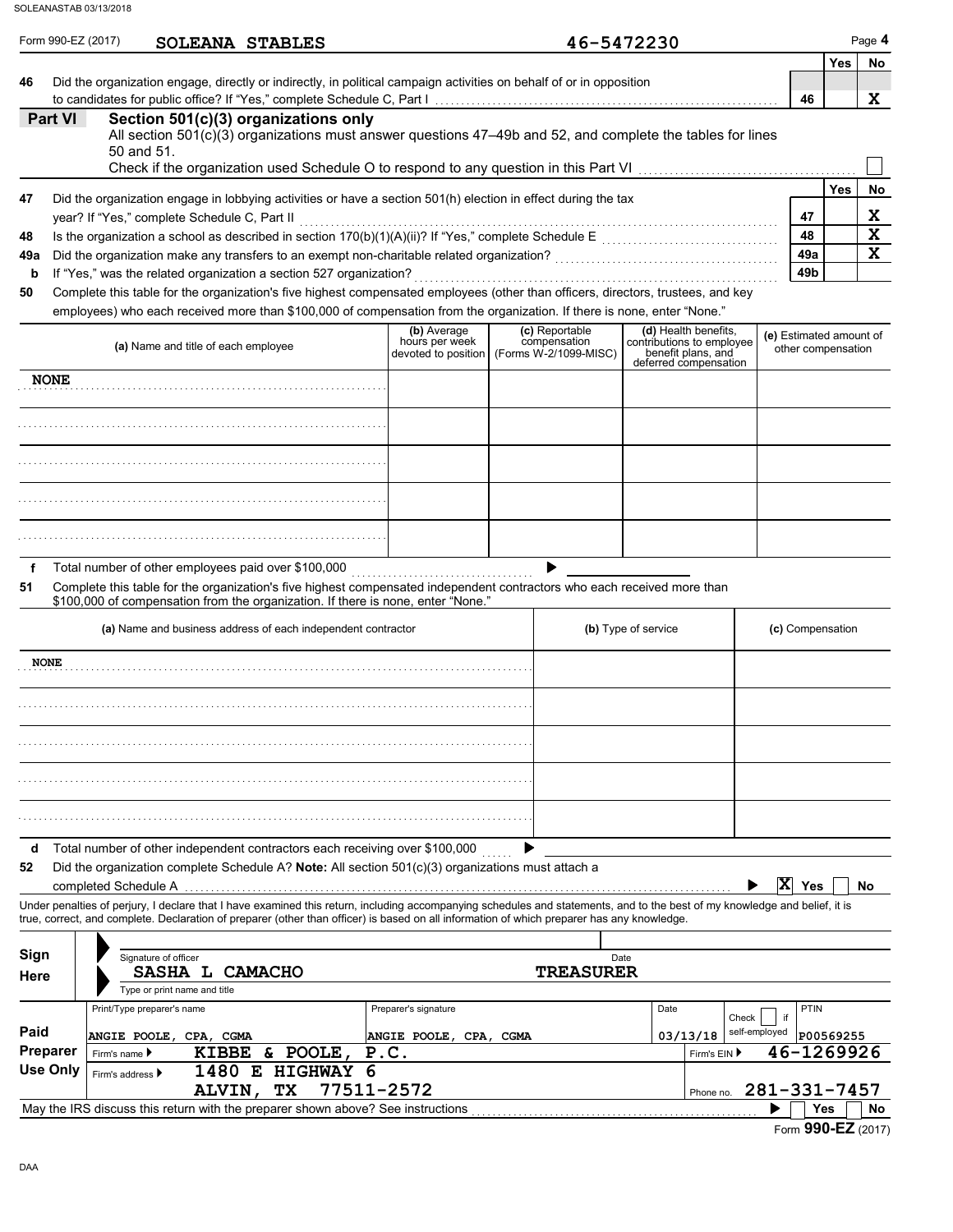Form 990-EZ (2017) **SOLEANA STABLES** 46-5472230

| | | | Yes | No |
|---|---|---|---|---|
| **46** | Did the organization engage, directly or indirectly, in political campaign activities on behalf of or in opposition to candidates for public office? If "Yes," complete Schedule C, Part I | 46 | | X |

## Part VI Section 501(c)(3) organizations only

All section 501(c)(3) organizations must answer questions 47–49b and 52, and complete the tables for lines 50 and 51.

Check if the organization used Schedule O to respond to any question in this Part VI ☐

| | | | Yes | No |
|---|---|---|---|---|
| **47** | Did the organization engage in lobbying activities or have a section 501(h) election in effect during the tax year? If "Yes," complete Schedule C, Part II | 47 | | X |
| **48** | Is the organization a school as described in section 170(b)(1)(A)(ii)? If "Yes," complete Schedule E | 48 | | X |
| **49a** | Did the organization make any transfers to an exempt non-charitable related organization? | 49a | | X |
| **b** | If "Yes," was the related organization a section 527 organization? | 49b | | |

**50** Complete this table for the organization's five highest compensated employees (other than officers, directors, trustees, and key employees) who each received more than $100,000 of compensation from the organization. If there is none, enter "None."

| (a) Name and title of each employee | (b) Average hours per week devoted to position | (c) Reportable compensation (Forms W-2/1099-MISC) | (d) Health benefits, contributions to employee benefit plans, and deferred compensation | (e) Estimated amount of other compensation |
|---|---|---|---|---|
| NONE | | | | |
| | | | | |
| | | | | |
| | | | | |
| | | | | |

**f** Total number of other employees paid over $100,000 ▶

**51** Complete this table for the organization's five highest compensated independent contractors who each received more than $100,000 of compensation from the organization. If there is none, enter "None."

| (a) Name and business address of each independent contractor | (b) Type of service | (c) Compensation |
|---|---|---|
| NONE | | |
| | | |
| | | |
| | | |
| | | |

**d** Total number of other independent contractors each receiving over $100,000 ▶

**52** Did the organization complete Schedule A? **Note:** All section 501(c)(3) organizations must attach a completed Schedule A ▶ ☒ Yes ☐ No

Under penalties of perjury, I declare that I have examined this return, including accompanying schedules and statements, and to the best of my knowledge and belief, it is true, correct, and complete. Declaration of preparer (other than officer) is based on all information of which preparer has any knowledge.

**Sign Here**

Signature of officer | Date

SASHA L CAMACHO TREASURER

Type or print name and title

**Paid Preparer Use Only**

| Print/Type preparer's name | Preparer's signature | Date | Check ☐ if self-employed | PTIN |
|---|---|---|---|---|
| ANGIE POOLE, CPA, CGMA | ANGIE POOLE, CPA, CGMA | 03/13/18 | | P00569255 |

Firm's name ▶ KIBBE & POOLE, P.C. — Firm's EIN ▶ 46-1269926

Firm's address ▶ 1480 E HIGHWAY 6, ALVIN, TX 77511-2572 — Phone no. 281-331-7457

May the IRS discuss this return with the preparer shown above? See instructions ▶ ☐ Yes ☐ No

Form **990-EZ** (2017)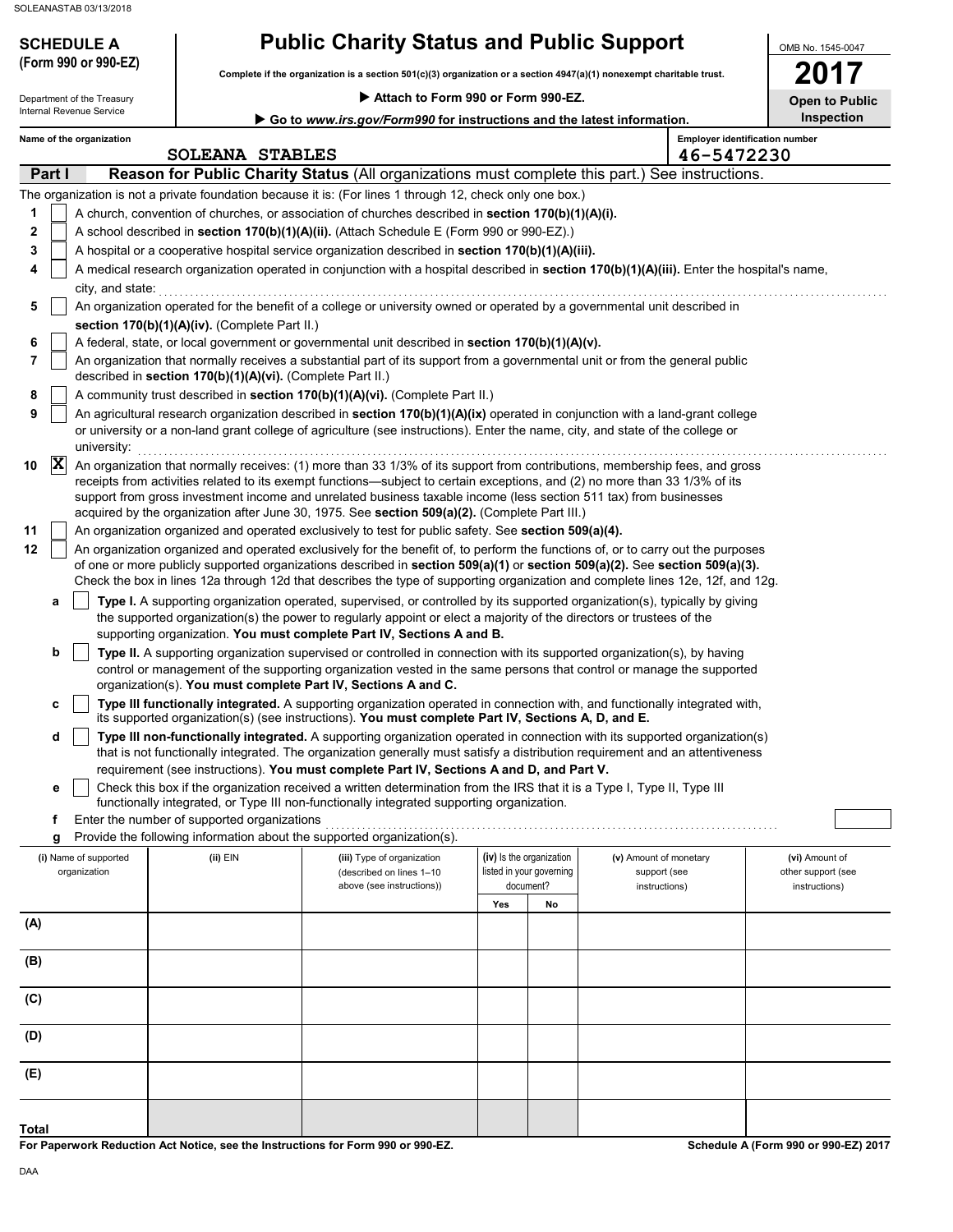**SCHEDULE A (Form 990 or 990-EZ)**

Department of the Treasury
Internal Revenue Service

# Public Charity Status and Public Support

**Complete if the organization is a section 501(c)(3) organization or a section 4947(a)(1) nonexempt charitable trust.**

▶ **Attach to Form 990 or Form 990-EZ.**

▶ **Go to *www.irs.gov/Form990* for instructions and the latest information.**

OMB No. 1545-0047

**2017**

**Open to Public Inspection**

**Name of the organization:** SOLEANA STABLES

**Employer identification number:** 46-5472230

## Part I — Reason for Public Charity Status (All organizations must complete this part.) See instructions.

The organization is not a private foundation because it is: (For lines 1 through 12, check only one box.)

1. ☐ A church, convention of churches, or association of churches described in **section 170(b)(1)(A)(i).**
2. ☐ A school described in **section 170(b)(1)(A)(ii).** (Attach Schedule E (Form 990 or 990-EZ).)
3. ☐ A hospital or a cooperative hospital service organization described in **section 170(b)(1)(A)(iii).**
4. ☐ A medical research organization operated in conjunction with a hospital described in **section 170(b)(1)(A)(iii).** Enter the hospital's name, city, and state:
5. ☐ An organization operated for the benefit of a college or university owned or operated by a governmental unit described in **section 170(b)(1)(A)(iv).** (Complete Part II.)
6. ☐ A federal, state, or local government or governmental unit described in **section 170(b)(1)(A)(v).**
7. ☐ An organization that normally receives a substantial part of its support from a governmental unit or from the general public described in **section 170(b)(1)(A)(vi).** (Complete Part II.)
8. ☐ A community trust described in **section 170(b)(1)(A)(vi).** (Complete Part II.)
9. ☐ An agricultural research organization described in **section 170(b)(1)(A)(ix)** operated in conjunction with a land-grant college or university or a non-land grant college of agriculture (see instructions). Enter the name, city, and state of the college or university:
10. ☒ An organization that normally receives: (1) more than 33 1/3% of its support from contributions, membership fees, and gross receipts from activities related to its exempt functions—subject to certain exceptions, and (2) no more than 33 1/3% of its support from gross investment income and unrelated business taxable income (less section 511 tax) from businesses acquired by the organization after June 30, 1975. See **section 509(a)(2).** (Complete Part III.)
11. ☐ An organization organized and operated exclusively to test for public safety. See **section 509(a)(4).**
12. ☐ An organization organized and operated exclusively for the benefit of, to perform the functions of, or to carry out the purposes of one or more publicly supported organizations described in **section 509(a)(1)** or **section 509(a)(2).** See **section 509(a)(3).** Check the box in lines 12a through 12d that describes the type of supporting organization and complete lines 12e, 12f, and 12g.
   - **a** ☐ **Type I.** A supporting organization operated, supervised, or controlled by its supported organization(s), typically by giving the supported organization(s) the power to regularly appoint or elect a majority of the directors or trustees of the supporting organization. **You must complete Part IV, Sections A and B.**
   - **b** ☐ **Type II.** A supporting organization supervised or controlled in connection with its supported organization(s), by having control or management of the supporting organization vested in the same persons that control or manage the supported organization(s). **You must complete Part IV, Sections A and C.**
   - **c** ☐ **Type III functionally integrated.** A supporting organization operated in connection with, and functionally integrated with, its supported organization(s) (see instructions). **You must complete Part IV, Sections A, D, and E.**
   - **d** ☐ **Type III non-functionally integrated.** A supporting organization operated in connection with its supported organization(s) that is not functionally integrated. The organization generally must satisfy a distribution requirement and an attentiveness requirement (see instructions). **You must complete Part IV, Sections A and D, and Part V.**
   - **e** ☐ Check this box if the organization received a written determination from the IRS that it is a Type I, Type II, Type III functionally integrated, or Type III non-functionally integrated supporting organization.
   - **f** Enter the number of supported organizations
   - **g** Provide the following information about the supported organization(s).

| | (i) Name of supported organization | (ii) EIN | (iii) Type of organization (described on lines 1–10 above (see instructions)) | (iv) Is the organization listed in your governing document? Yes | No | (v) Amount of monetary support (see instructions) | (vi) Amount of other support (see instructions) |
|---|---|---|---|---|---|---|---|
| (A) | | | | | | | |
| (B) | | | | | | | |
| (C) | | | | | | | |
| (D) | | | | | | | |
| (E) | | | | | | | |
| **Total** | | | | | | | |

**For Paperwork Reduction Act Notice, see the Instructions for Form 990 or 990-EZ.**

**Schedule A (Form 990 or 990-EZ) 2017**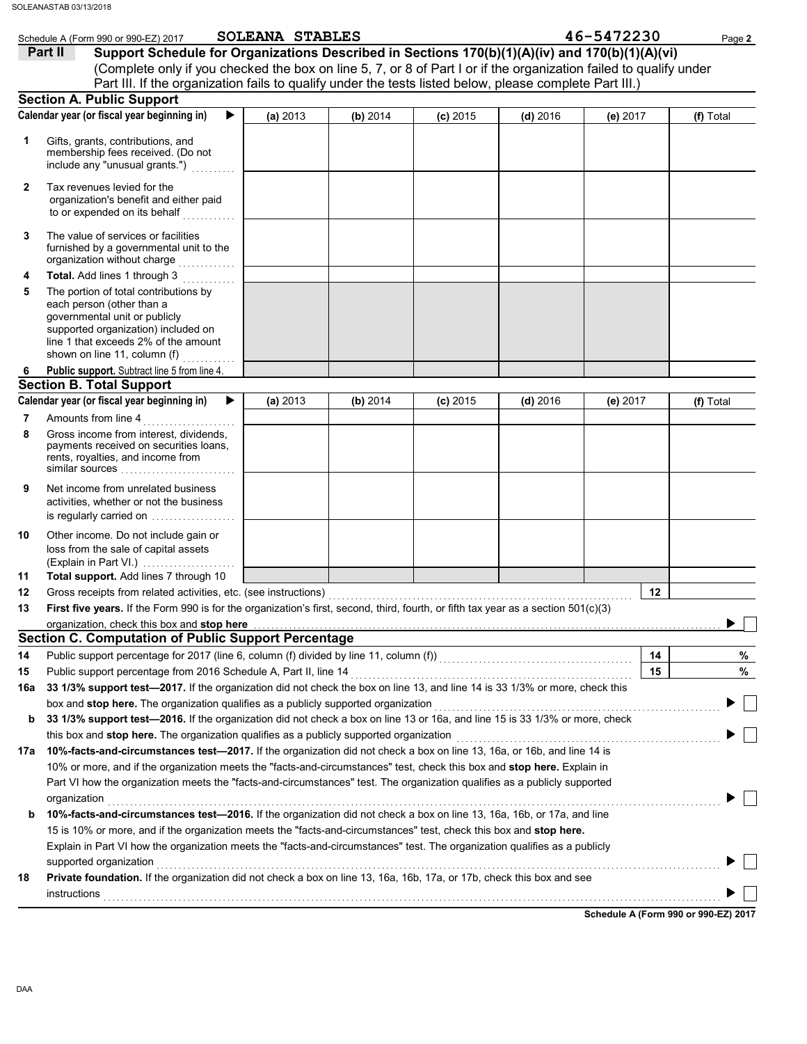Schedule A (Form 990 or 990-EZ) 2017 SOLEANA STABLES 46-5472230

## Part II Support Schedule for Organizations Described in Sections 170(b)(1)(A)(iv) and 170(b)(1)(A)(vi)

(Complete only if you checked the box on line 5, 7, or 8 of Part I or if the organization failed to qualify under Part III. If the organization fails to qualify under the tests listed below, please complete Part III.)

### Section A. Public Support

| Calendar year (or fiscal year beginning in) ▶ | (a) 2013 | (b) 2014 | (c) 2015 | (d) 2016 | (e) 2017 | (f) Total |
|---|---|---|---|---|---|---|
| **1** Gifts, grants, contributions, and membership fees received. (Do not include any "unusual grants.") | | | | | | |
| **2** Tax revenues levied for the organization's benefit and either paid to or expended on its behalf | | | | | | |
| **3** The value of services or facilities furnished by a governmental unit to the organization without charge | | | | | | |
| **4** **Total.** Add lines 1 through 3 | | | | | | |
| **5** The portion of total contributions by each person (other than a governmental unit or publicly supported organization) included on line 1 that exceeds 2% of the amount shown on line 11, column (f) | | | | | | |
| **6** **Public support.** Subtract line 5 from line 4. | | | | | | |

### Section B. Total Support

| Calendar year (or fiscal year beginning in) ▶ | (a) 2013 | (b) 2014 | (c) 2015 | (d) 2016 | (e) 2017 | (f) Total |
|---|---|---|---|---|---|---|
| **7** Amounts from line 4 | | | | | | |
| **8** Gross income from interest, dividends, payments received on securities loans, rents, royalties, and income from similar sources | | | | | | |
| **9** Net income from unrelated business activities, whether or not the business is regularly carried on | | | | | | |
| **10** Other income. Do not include gain or loss from the sale of capital assets (Explain in Part VI.) | | | | | | |
| **11** **Total support.** Add lines 7 through 10 | | | | | | |

**12** Gross receipts from related activities, etc. (see instructions) **12**

**13** **First five years.** If the Form 990 is for the organization's first, second, third, fourth, or fifth tax year as a section 501(c)(3) organization, check this box and **stop here** ▶ ☐

### Section C. Computation of Public Support Percentage

**14** Public support percentage for 2017 (line 6, column (f) divided by line 11, column (f)) **14** %

**15** Public support percentage from 2016 Schedule A, Part II, line 14 **15** %

**16a** **33 1/3% support test—2017.** If the organization did not check the box on line 13, and line 14 is 33 1/3% or more, check this box and **stop here.** The organization qualifies as a publicly supported organization ▶ ☐

**b** **33 1/3% support test—2016.** If the organization did not check a box on line 13 or 16a, and line 15 is 33 1/3% or more, check this box and **stop here.** The organization qualifies as a publicly supported organization ▶ ☐

**17a** **10%-facts-and-circumstances test—2017.** If the organization did not check a box on line 13, 16a, or 16b, and line 14 is 10% or more, and if the organization meets the "facts-and-circumstances" test, check this box and **stop here.** Explain in Part VI how the organization meets the "facts-and-circumstances" test. The organization qualifies as a publicly supported organization ▶ ☐

**b** **10%-facts-and-circumstances test—2016.** If the organization did not check a box on line 13, 16a, 16b, or 17a, and line 15 is 10% or more, and if the organization meets the "facts-and-circumstances" test, check this box and **stop here.** Explain in Part VI how the organization meets the "facts-and-circumstances" test. The organization qualifies as a publicly supported organization ▶ ☐

**18** **Private foundation.** If the organization did not check a box on line 13, 16a, 16b, 17a, or 17b, check this box and see instructions ▶ ☐

**Schedule A (Form 990 or 990-EZ) 2017**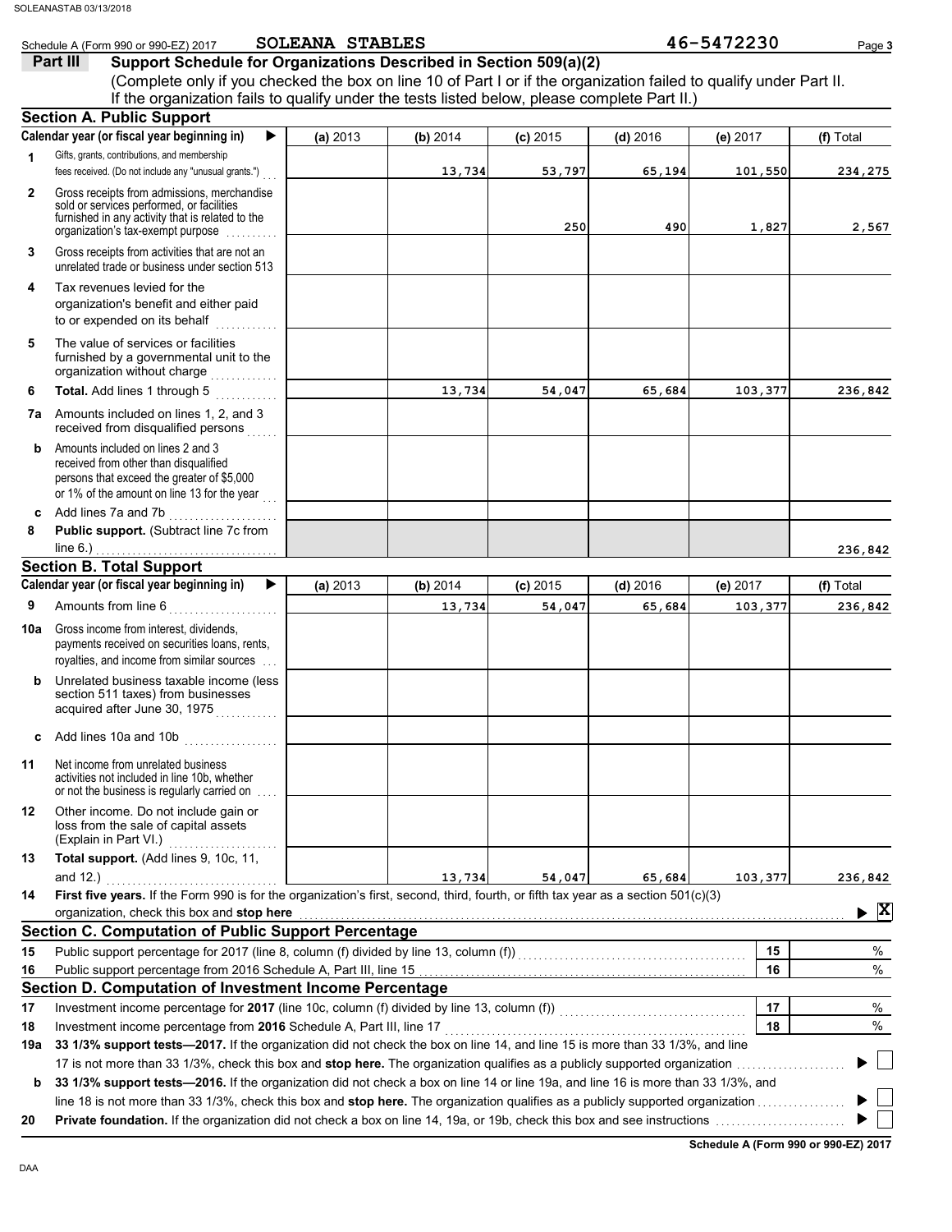Schedule A (Form 990 or 990-EZ) 2017 SOLEANA STABLES 46-5472230

## Part III Support Schedule for Organizations Described in Section 509(a)(2)

(Complete only if you checked the box on line 10 of Part I or if the organization failed to qualify under Part II. If the organization fails to qualify under the tests listed below, please complete Part II.)

### Section A. Public Support

| Calendar year (or fiscal year beginning in) | (a) 2013 | (b) 2014 | (c) 2015 | (d) 2016 | (e) 2017 | (f) Total |
|---|---|---|---|---|---|---|
| 1 Gifts, grants, contributions, and membership fees received. (Do not include any "unusual grants.") | | 13,734 | 53,797 | 65,194 | 101,550 | 234,275 |
| 2 Gross receipts from admissions, merchandise sold or services performed, or facilities furnished in any activity that is related to the organization's tax-exempt purpose | | | 250 | 490 | 1,827 | 2,567 |
| 3 Gross receipts from activities that are not an unrelated trade or business under section 513 | | | | | | |
| 4 Tax revenues levied for the organization's benefit and either paid to or expended on its behalf | | | | | | |
| 5 The value of services or facilities furnished by a governmental unit to the organization without charge | | | | | | |
| 6 **Total.** Add lines 1 through 5 | | 13,734 | 54,047 | 65,684 | 103,377 | 236,842 |
| 7a Amounts included on lines 1, 2, and 3 received from disqualified persons | | | | | | |
| b Amounts included on lines 2 and 3 received from other than disqualified persons that exceed the greater of $5,000 or 1% of the amount on line 13 for the year | | | | | | |
| c Add lines 7a and 7b | | | | | | |
| 8 **Public support.** (Subtract line 7c from line 6.) | | | | | | 236,842 |

### Section B. Total Support

| Calendar year (or fiscal year beginning in) | (a) 2013 | (b) 2014 | (c) 2015 | (d) 2016 | (e) 2017 | (f) Total |
|---|---|---|---|---|---|---|
| 9 Amounts from line 6 | | 13,734 | 54,047 | 65,684 | 103,377 | 236,842 |
| 10a Gross income from interest, dividends, payments received on securities loans, rents, royalties, and income from similar sources | | | | | | |
| b Unrelated business taxable income (less section 511 taxes) from businesses acquired after June 30, 1975 | | | | | | |
| c Add lines 10a and 10b | | | | | | |
| 11 Net income from unrelated business activities not included in line 10b, whether or not the business is regularly carried on | | | | | | |
| 12 Other income. Do not include gain or loss from the sale of capital assets (Explain in Part VI.) | | | | | | |
| 13 **Total support.** (Add lines 9, 10c, 11, and 12.) | | 13,734 | 54,047 | 65,684 | 103,377 | 236,842 |

14 **First five years.** If the Form 990 is for the organization's first, second, third, fourth, or fifth tax year as a section 501(c)(3) organization, check this box and **stop here** ▶ [X]

### Section C. Computation of Public Support Percentage

15 Public support percentage for 2017 (line 8, column (f) divided by line 13, column (f)) | 15 | %

16 Public support percentage from 2016 Schedule A, Part III, line 15 | 16 | %

### Section D. Computation of Investment Income Percentage

17 Investment income percentage for **2017** (line 10c, column (f) divided by line 13, column (f)) | 17 | %

18 Investment income percentage from **2016** Schedule A, Part III, line 17 | 18 | %

19a **33 1/3% support tests—2017.** If the organization did not check the box on line 14, and line 15 is more than 33 1/3%, and line 17 is not more than 33 1/3%, check this box and **stop here.** The organization qualifies as a publicly supported organization ▶ [ ]

b **33 1/3% support tests—2016.** If the organization did not check a box on line 14 or line 19a, and line 16 is more than 33 1/3%, and line 18 is not more than 33 1/3%, check this box and **stop here.** The organization qualifies as a publicly supported organization ▶ [ ]

20 **Private foundation.** If the organization did not check a box on line 14, 19a, or 19b, check this box and see instructions ▶ [ ]

**Schedule A (Form 990 or 990-EZ) 2017**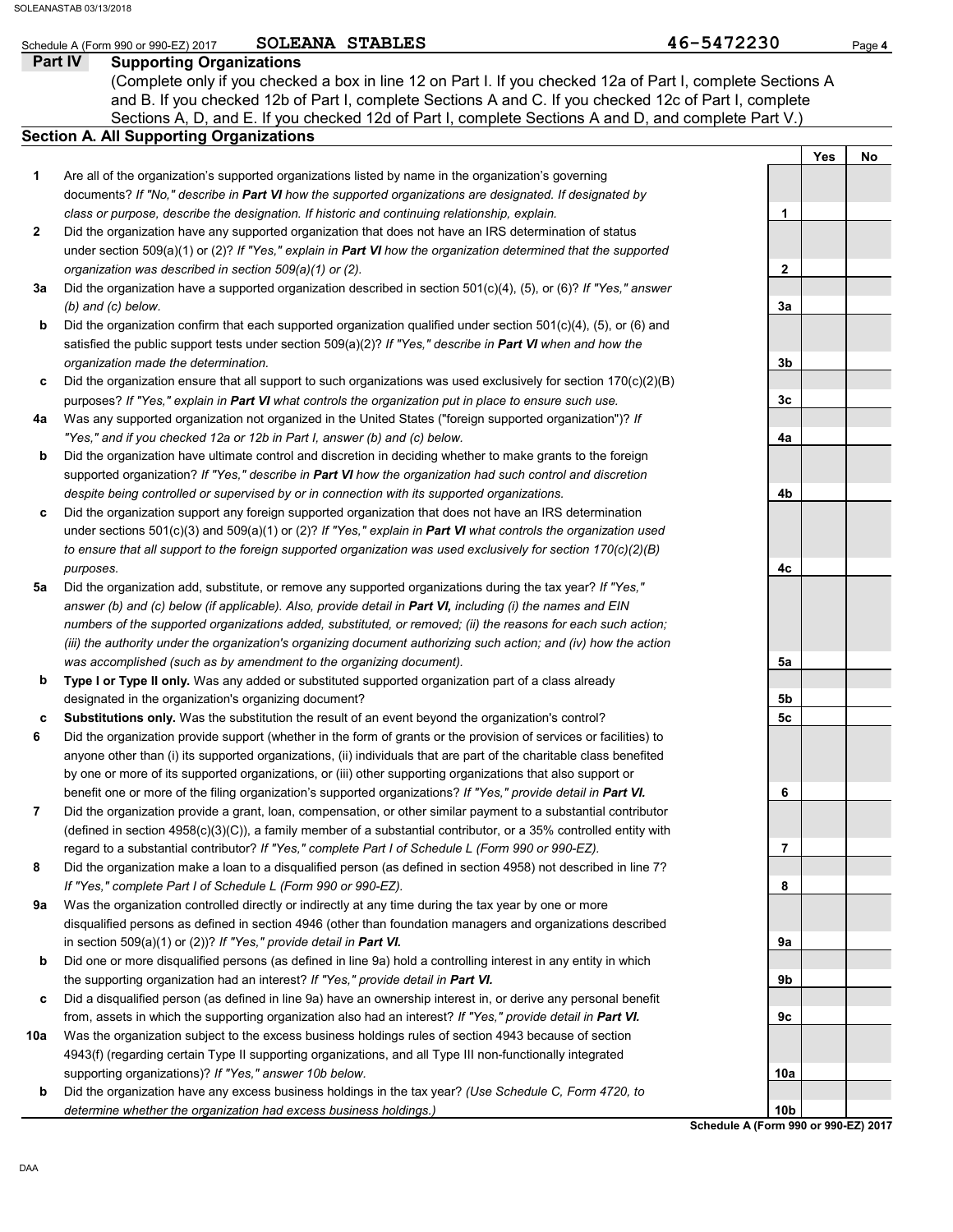Schedule A (Form 990 or 990-EZ) 2017 **SOLEANA STABLES** 46-5472230

## Part IV Supporting Organizations

(Complete only if you checked a box in line 12 on Part I. If you checked 12a of Part I, complete Sections A and B. If you checked 12b of Part I, complete Sections A and C. If you checked 12c of Part I, complete Sections A, D, and E. If you checked 12d of Part I, complete Sections A and D, and complete Part V.)

### Section A. All Supporting Organizations

| | | | Yes | No |
|---|---|---|---|---|
| **1** | Are all of the organization's supported organizations listed by name in the organization's governing documents? *If "No," describe in **Part VI** how the supported organizations are designated. If designated by class or purpose, describe the designation. If historic and continuing relationship, explain.* | 1 | | |
| **2** | Did the organization have any supported organization that does not have an IRS determination of status under section 509(a)(1) or (2)? *If "Yes," explain in **Part VI** how the organization determined that the supported organization was described in section 509(a)(1) or (2).* | 2 | | |
| **3a** | Did the organization have a supported organization described in section 501(c)(4), (5), or (6)? *If "Yes," answer (b) and (c) below.* | 3a | | |
| **b** | Did the organization confirm that each supported organization qualified under section 501(c)(4), (5), or (6) and satisfied the public support tests under section 509(a)(2)? *If "Yes," describe in **Part VI** when and how the organization made the determination.* | 3b | | |
| **c** | Did the organization ensure that all support to such organizations was used exclusively for section 170(c)(2)(B) purposes? *If "Yes," explain in **Part VI** what controls the organization put in place to ensure such use.* | 3c | | |
| **4a** | Was any supported organization not organized in the United States ("foreign supported organization")? *If "Yes," and if you checked 12a or 12b in Part I, answer (b) and (c) below.* | 4a | | |
| **b** | Did the organization have ultimate control and discretion in deciding whether to make grants to the foreign supported organization? *If "Yes," describe in **Part VI** how the organization had such control and discretion despite being controlled or supervised by or in connection with its supported organizations.* | 4b | | |
| **c** | Did the organization support any foreign supported organization that does not have an IRS determination under sections 501(c)(3) and 509(a)(1) or (2)? *If "Yes," explain in **Part VI** what controls the organization used to ensure that all support to the foreign supported organization was used exclusively for section 170(c)(2)(B) purposes.* | 4c | | |
| **5a** | Did the organization add, substitute, or remove any supported organizations during the tax year? *If "Yes," answer (b) and (c) below (if applicable). Also, provide detail in **Part VI,** including (i) the names and EIN numbers of the supported organizations added, substituted, or removed; (ii) the reasons for each such action; (iii) the authority under the organization's organizing document authorizing such action; and (iv) how the action was accomplished (such as by amendment to the organizing document).* | 5a | | |
| **b** | **Type I or Type II only.** Was any added or substituted supported organization part of a class already designated in the organization's organizing document? | 5b | | |
| **c** | **Substitutions only.** Was the substitution the result of an event beyond the organization's control? | 5c | | |
| **6** | Did the organization provide support (whether in the form of grants or the provision of services or facilities) to anyone other than (i) its supported organizations, (ii) individuals that are part of the charitable class benefited by one or more of its supported organizations, or (iii) other supporting organizations that also support or benefit one or more of the filing organization's supported organizations? *If "Yes," provide detail in **Part VI.*** | 6 | | |
| **7** | Did the organization provide a grant, loan, compensation, or other similar payment to a substantial contributor (defined in section 4958(c)(3)(C)), a family member of a substantial contributor, or a 35% controlled entity with regard to a substantial contributor? *If "Yes," complete Part I of Schedule L (Form 990 or 990-EZ).* | 7 | | |
| **8** | Did the organization make a loan to a disqualified person (as defined in section 4958) not described in line 7? *If "Yes," complete Part I of Schedule L (Form 990 or 990-EZ).* | 8 | | |
| **9a** | Was the organization controlled directly or indirectly at any time during the tax year by one or more disqualified persons as defined in section 4946 (other than foundation managers and organizations described in section 509(a)(1) or (2))? *If "Yes," provide detail in **Part VI.*** | 9a | | |
| **b** | Did one or more disqualified persons (as defined in line 9a) hold a controlling interest in any entity in which the supporting organization had an interest? *If "Yes," provide detail in **Part VI.*** | 9b | | |
| **c** | Did a disqualified person (as defined in line 9a) have an ownership interest in, or derive any personal benefit from, assets in which the supporting organization also had an interest? *If "Yes," provide detail in **Part VI.*** | 9c | | |
| **10a** | Was the organization subject to the excess business holdings rules of section 4943 because of section 4943(f) (regarding certain Type II supporting organizations, and all Type III non-functionally integrated supporting organizations)? *If "Yes," answer 10b below.* | 10a | | |
| **b** | Did the organization have any excess business holdings in the tax year? *(Use Schedule C, Form 4720, to determine whether the organization had excess business holdings.)* | 10b | | |

**Schedule A (Form 990 or 990-EZ) 2017**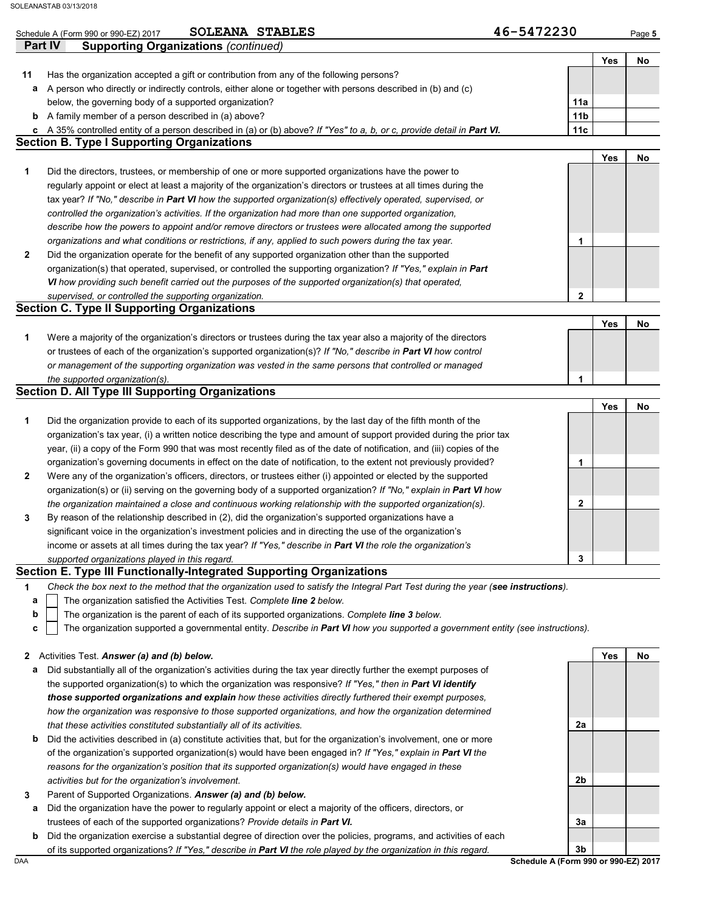Schedule A (Form 990 or 990-EZ) 2017 SOLEANA STABLES 46-5472230

## Part IV Supporting Organizations *(continued)*

| | | | Yes | No |
|---|---|---|---|---|
| **11** | Has the organization accepted a gift or contribution from any of the following persons? | | | |
| **a** | A person who directly or indirectly controls, either alone or together with persons described in (b) and (c) below, the governing body of a supported organization? | 11a | | |
| **b** | A family member of a person described in (a) above? | 11b | | |
| **c** | A 35% controlled entity of a person described in (a) or (b) above? *If "Yes" to a, b, or c, provide detail in* ***Part VI.*** | 11c | | |

### Section B. Type I Supporting Organizations

| | | | Yes | No |
|---|---|---|---|---|
| **1** | Did the directors, trustees, or membership of one or more supported organizations have the power to regularly appoint or elect at least a majority of the organization's directors or trustees at all times during the tax year? *If "No," describe in* ***Part VI*** *how the supported organization(s) effectively operated, supervised, or controlled the organization's activities. If the organization had more than one supported organization, describe how the powers to appoint and/or remove directors or trustees were allocated among the supported organizations and what conditions or restrictions, if any, applied to such powers during the tax year.* | 1 | | |
| **2** | Did the organization operate for the benefit of any supported organization other than the supported organization(s) that operated, supervised, or controlled the supporting organization? *If "Yes," explain in* ***Part VI*** *how providing such benefit carried out the purposes of the supported organization(s) that operated, supervised, or controlled the supporting organization.* | 2 | | |

### Section C. Type II Supporting Organizations

| | | | Yes | No |
|---|---|---|---|---|
| **1** | Were a majority of the organization's directors or trustees during the tax year also a majority of the directors or trustees of each of the organization's supported organization(s)? *If "No," describe in* ***Part VI*** *how control or management of the supporting organization was vested in the same persons that controlled or managed the supported organization(s).* | 1 | | |

### Section D. All Type III Supporting Organizations

| | | | Yes | No |
|---|---|---|---|---|
| **1** | Did the organization provide to each of its supported organizations, by the last day of the fifth month of the organization's tax year, (i) a written notice describing the type and amount of support provided during the prior tax year, (ii) a copy of the Form 990 that was most recently filed as of the date of notification, and (iii) copies of the organization's governing documents in effect on the date of notification, to the extent not previously provided? | 1 | | |
| **2** | Were any of the organization's officers, directors, or trustees either (i) appointed or elected by the supported organization(s) or (ii) serving on the governing body of a supported organization? *If "No," explain in* ***Part VI*** *how the organization maintained a close and continuous working relationship with the supported organization(s).* | 2 | | |
| **3** | By reason of the relationship described in (2), did the organization's supported organizations have a significant voice in the organization's investment policies and in directing the use of the organization's income or assets at all times during the tax year? *If "Yes," describe in* ***Part VI*** *the role the organization's supported organizations played in this regard.* | 3 | | |

### Section E. Type III Functionally-Integrated Supporting Organizations

**1** *Check the box next to the method that the organization used to satisfy the Integral Part Test during the year (****see instructions****).*

- **a** ☐ The organization satisfied the Activities Test. *Complete* ***line 2*** *below.*
- **b** ☐ The organization is the parent of each of its supported organizations. *Complete* ***line 3*** *below.*
- **c** ☐ The organization supported a governmental entity. *Describe in* ***Part VI*** *how you supported a government entity (see instructions).*

| | | | Yes | No |
|---|---|---|---|---|
| **2** | Activities Test. ***Answer (a) and (b) below.*** | | | |
| **a** | Did substantially all of the organization's activities during the tax year directly further the exempt purposes of the supported organization(s) to which the organization was responsive? *If "Yes," then in* ***Part VI identify those supported organizations and explain*** *how these activities directly furthered their exempt purposes, how the organization was responsive to those supported organizations, and how the organization determined that these activities constituted substantially all of its activities.* | 2a | | |
| **b** | Did the activities described in (a) constitute activities that, but for the organization's involvement, one or more of the organization's supported organization(s) would have been engaged in? *If "Yes," explain in* ***Part VI*** *the reasons for the organization's position that its supported organization(s) would have engaged in these activities but for the organization's involvement.* | 2b | | |
| **3** | Parent of Supported Organizations. ***Answer (a) and (b) below.*** | | | |
| **a** | Did the organization have the power to regularly appoint or elect a majority of the officers, directors, or trustees of each of the supported organizations? *Provide details in* ***Part VI.*** | 3a | | |
| **b** | Did the organization exercise a substantial degree of direction over the policies, programs, and activities of each of its supported organizations? *If "Yes," describe in* ***Part VI*** *the role played by the organization in this regard.* | 3b | | |

Schedule A (Form 990 or 990-EZ) 2017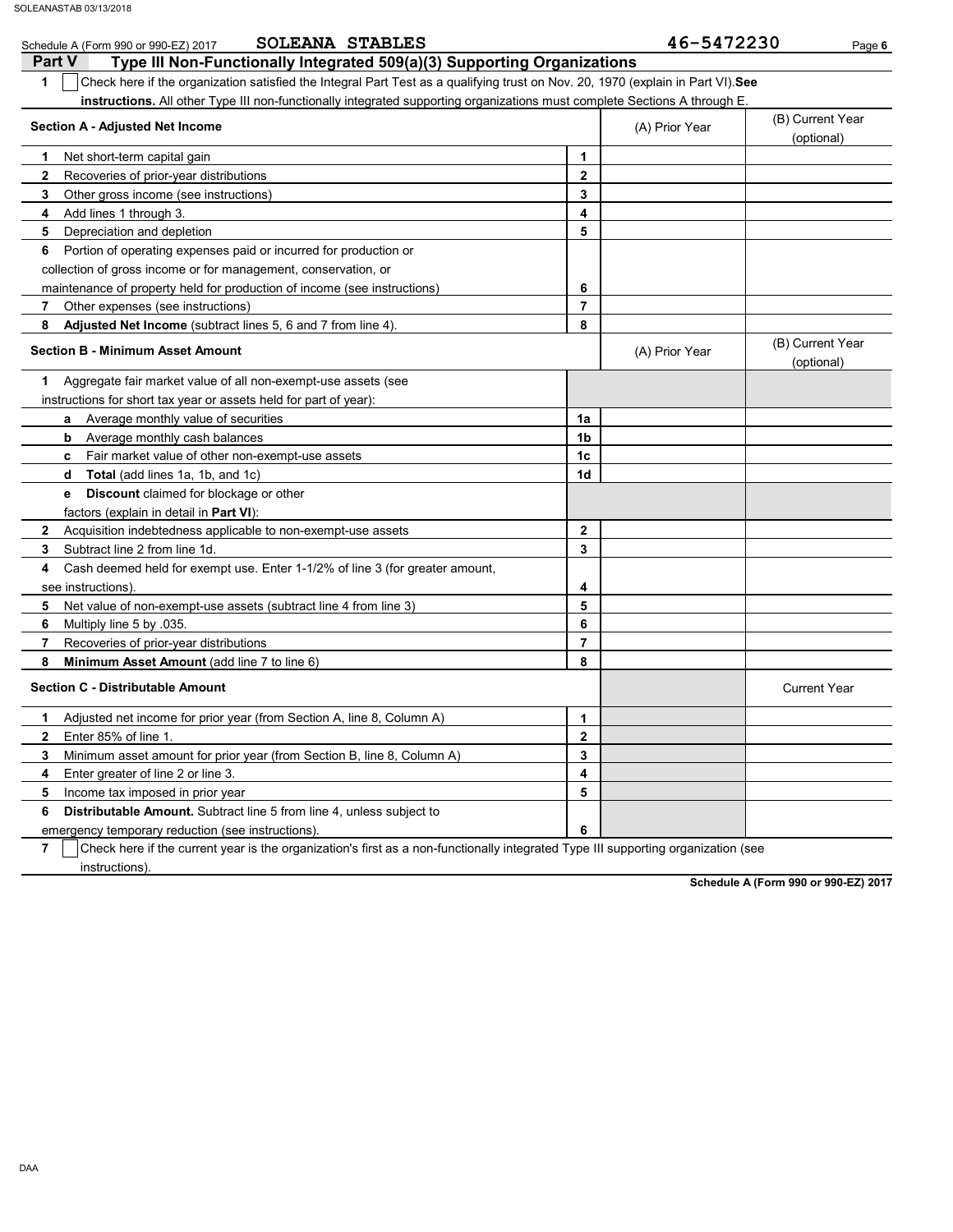Schedule A (Form 990 or 990-EZ) 2017 **SOLEANA STABLES** **46-5472230**

## Part V Type III Non-Functionally Integrated 509(a)(3) Supporting Organizations

**1** ☐ Check here if the organization satisfied the Integral Part Test as a qualifying trust on Nov. 20, 1970 (explain in Part VI). **See instructions.** All other Type III non-functionally integrated supporting organizations must complete Sections A through E.

| **Section A - Adjusted Net Income** | | (A) Prior Year | (B) Current Year (optional) |
|---|---|---|---|
| **1** Net short-term capital gain | 1 | | |
| **2** Recoveries of prior-year distributions | 2 | | |
| **3** Other gross income (see instructions) | 3 | | |
| **4** Add lines 1 through 3. | 4 | | |
| **5** Depreciation and depletion | 5 | | |
| **6** Portion of operating expenses paid or incurred for production or collection of gross income or for management, conservation, or maintenance of property held for production of income (see instructions) | 6 | | |
| **7** Other expenses (see instructions) | 7 | | |
| **8** **Adjusted Net Income** (subtract lines 5, 6 and 7 from line 4). | 8 | | |

| **Section B - Minimum Asset Amount** | | (A) Prior Year | (B) Current Year (optional) |
|---|---|---|---|
| **1** Aggregate fair market value of all non-exempt-use assets (see instructions for short tax year or assets held for part of year): | | | |
| **a** Average monthly value of securities | 1a | | |
| **b** Average monthly cash balances | 1b | | |
| **c** Fair market value of other non-exempt-use assets | 1c | | |
| **d** **Total** (add lines 1a, 1b, and 1c) | 1d | | |
| **e** **Discount** claimed for blockage or other factors (explain in detail in **Part VI**): | | | |
| **2** Acquisition indebtedness applicable to non-exempt-use assets | 2 | | |
| **3** Subtract line 2 from line 1d. | 3 | | |
| **4** Cash deemed held for exempt use. Enter 1-1/2% of line 3 (for greater amount, see instructions). | 4 | | |
| **5** Net value of non-exempt-use assets (subtract line 4 from line 3) | 5 | | |
| **6** Multiply line 5 by .035. | 6 | | |
| **7** Recoveries of prior-year distributions | 7 | | |
| **8** **Minimum Asset Amount** (add line 7 to line 6) | 8 | | |

| **Section C - Distributable Amount** | | | Current Year |
|---|---|---|---|
| **1** Adjusted net income for prior year (from Section A, line 8, Column A) | 1 | | |
| **2** Enter 85% of line 1. | 2 | | |
| **3** Minimum asset amount for prior year (from Section B, line 8, Column A) | 3 | | |
| **4** Enter greater of line 2 or line 3. | 4 | | |
| **5** Income tax imposed in prior year | 5 | | |
| **6** **Distributable Amount.** Subtract line 5 from line 4, unless subject to emergency temporary reduction (see instructions). | 6 | | |

**7** ☐ Check here if the current year is the organization's first as a non-functionally integrated Type III supporting organization (see instructions).

**Schedule A (Form 990 or 990-EZ) 2017**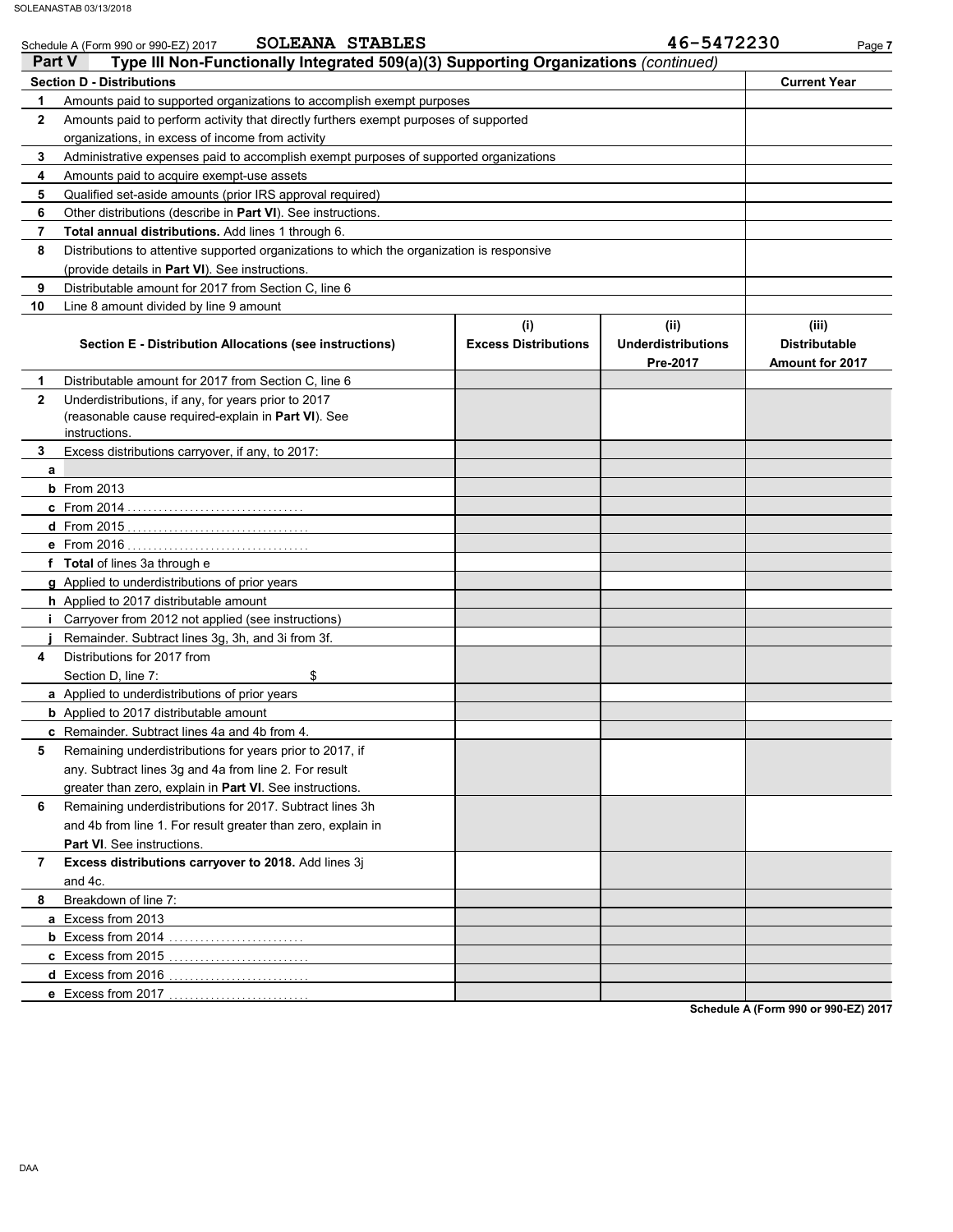Schedule A (Form 990 or 990-EZ) 2017 **SOLEANA STABLES** **46-5472230**

## Part V Type III Non-Functionally Integrated 509(a)(3) Supporting Organizations *(continued)*

| **Section D - Distributions** | | **Current Year** |
|---|---|---|
| 1 | Amounts paid to supported organizations to accomplish exempt purposes | |
| 2 | Amounts paid to perform activity that directly furthers exempt purposes of supported organizations, in excess of income from activity | |
| 3 | Administrative expenses paid to accomplish exempt purposes of supported organizations | |
| 4 | Amounts paid to acquire exempt-use assets | |
| 5 | Qualified set-aside amounts (prior IRS approval required) | |
| 6 | Other distributions (describe in **Part VI**). See instructions. | |
| 7 | **Total annual distributions.** Add lines 1 through 6. | |
| 8 | Distributions to attentive supported organizations to which the organization is responsive (provide details in **Part VI**). See instructions. | |
| 9 | Distributable amount for 2017 from Section C, line 6 | |
| 10 | Line 8 amount divided by line 9 amount | |

| | **Section E - Distribution Allocations (see instructions)** | **(i) Excess Distributions** | **(ii) Underdistributions Pre-2017** | **(iii) Distributable Amount for 2017** |
|---|---|---|---|---|
| 1 | Distributable amount for 2017 from Section C, line 6 | | | |
| 2 | Underdistributions, if any, for years prior to 2017 (reasonable cause required-explain in **Part VI**). See instructions. | | | |
| 3 | Excess distributions carryover, if any, to 2017: | | | |
| a | | | | |
| b | From 2013 | | | |
| c | From 2014 | | | |
| d | From 2015 | | | |
| e | From 2016 | | | |
| f | **Total** of lines 3a through e | | | |
| g | Applied to underdistributions of prior years | | | |
| h | Applied to 2017 distributable amount | | | |
| i | Carryover from 2012 not applied (see instructions) | | | |
| j | Remainder. Subtract lines 3g, 3h, and 3i from 3f. | | | |
| 4 | Distributions for 2017 from Section D, line 7: $ | | | |
| a | Applied to underdistributions of prior years | | | |
| b | Applied to 2017 distributable amount | | | |
| c | Remainder. Subtract lines 4a and 4b from 4. | | | |
| 5 | Remaining underdistributions for years prior to 2017, if any. Subtract lines 3g and 4a from line 2. For result greater than zero, explain in **Part VI**. See instructions. | | | |
| 6 | Remaining underdistributions for 2017. Subtract lines 3h and 4b from line 1. For result greater than zero, explain in **Part VI**. See instructions. | | | |
| 7 | **Excess distributions carryover to 2018.** Add lines 3j and 4c. | | | |
| 8 | Breakdown of line 7: | | | |
| a | Excess from 2013 | | | |
| b | Excess from 2014 | | | |
| c | Excess from 2015 | | | |
| d | Excess from 2016 | | | |
| e | Excess from 2017 | | | |

**Schedule A (Form 990 or 990-EZ) 2017**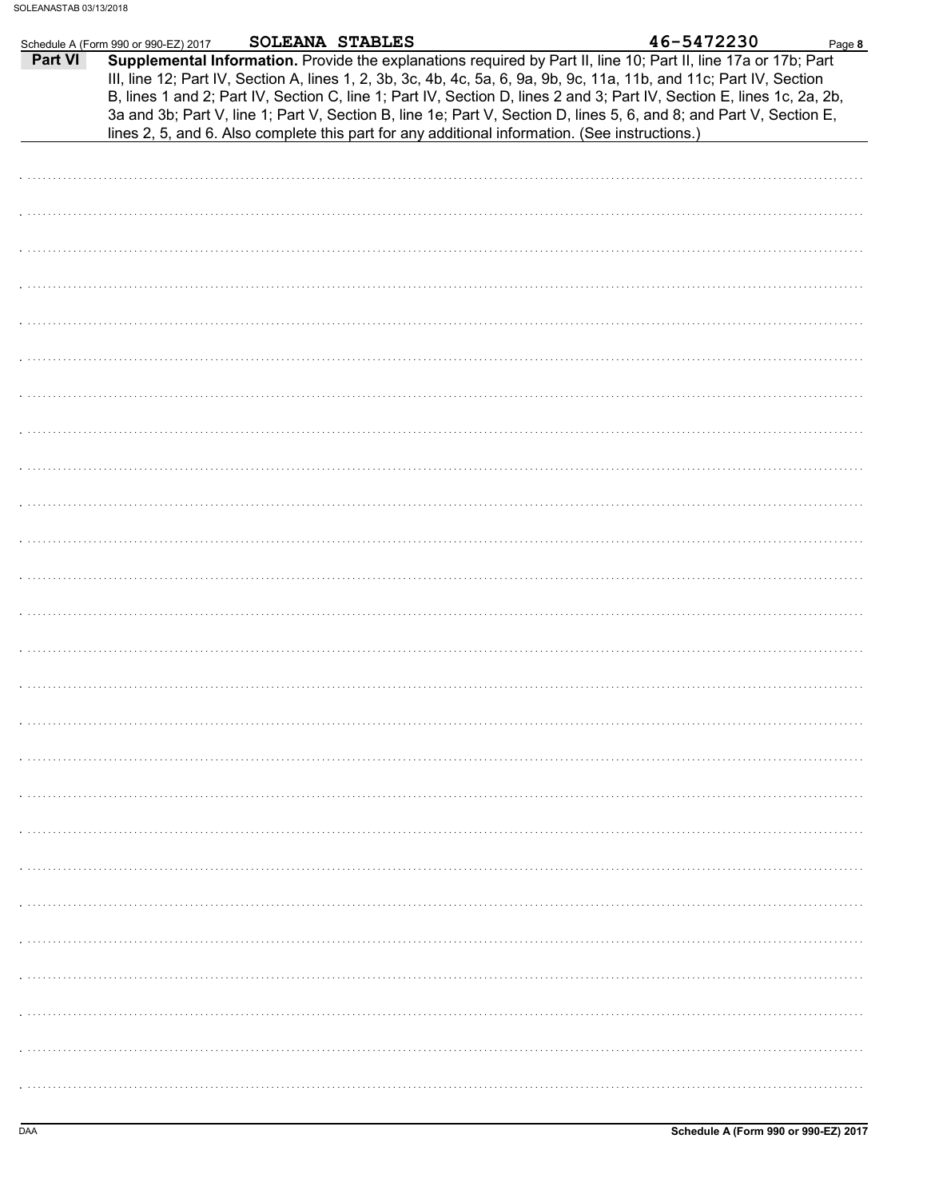Schedule A (Form 990 or 990-EZ) 2017 **SOLEANA STABLES** **46-5472230**

**Part VI** **Supplemental Information.** Provide the explanations required by Part II, line 10; Part II, line 17a or 17b; Part III, line 12; Part IV, Section A, lines 1, 2, 3b, 3c, 4b, 4c, 5a, 6, 9a, 9b, 9c, 11a, 11b, and 11c; Part IV, Section B, lines 1 and 2; Part IV, Section C, line 1; Part IV, Section D, lines 2 and 3; Part IV, Section E, lines 1c, 2a, 2b, 3a and 3b; Part V, line 1; Part V, Section B, line 1e; Part V, Section D, lines 5, 6, and 8; and Part V, Section E, lines 2, 5, and 6. Also complete this part for any additional information. (See instructions.)

DAA **Schedule A (Form 990 or 990-EZ) 2017**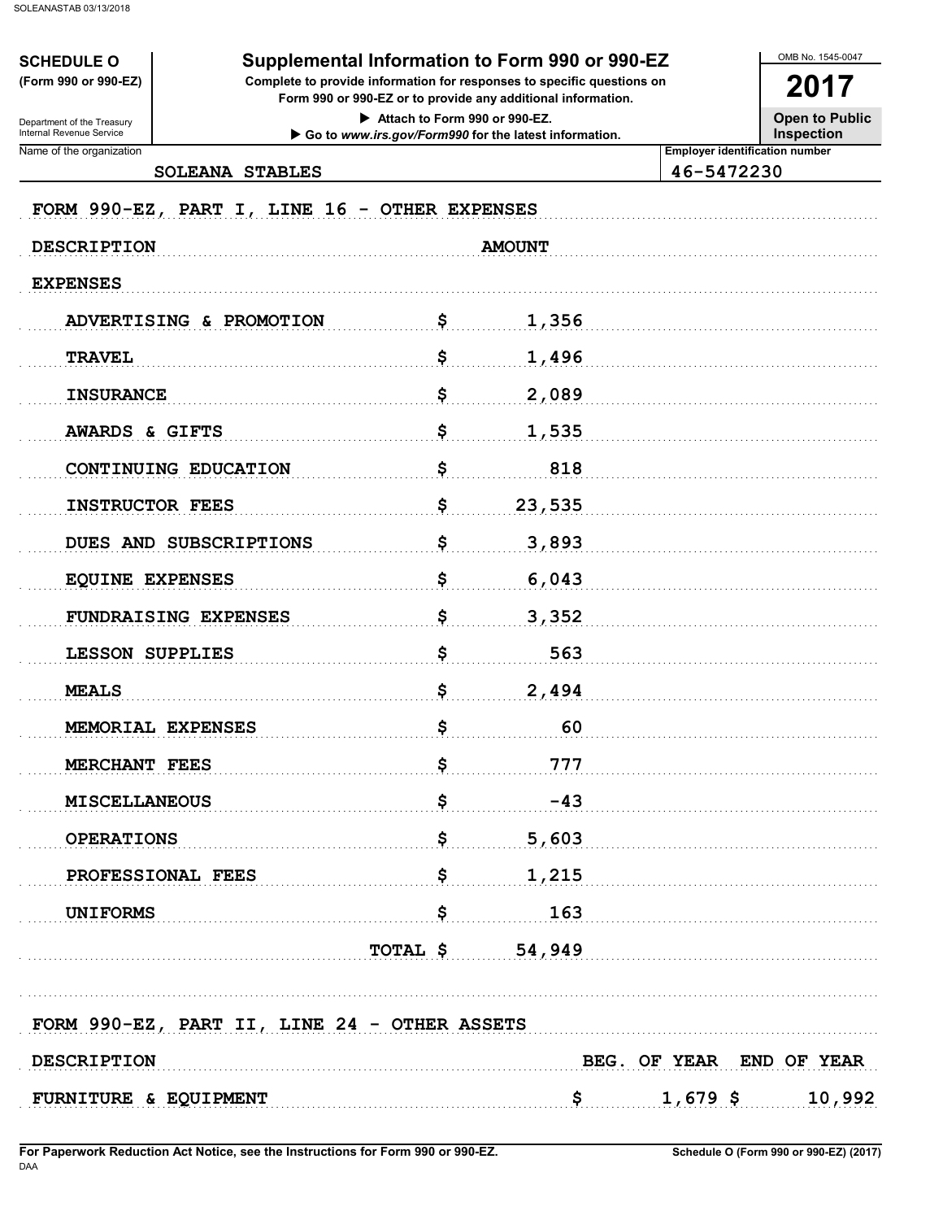**SCHEDULE O**
**(Form 990 or 990-EZ)**

Department of the Treasury
Internal Revenue Service

# Supplemental Information to Form 990 or 990-EZ

**Complete to provide information for responses to specific questions on Form 990 or 990-EZ or to provide any additional information.**

▶ **Attach to Form 990 or 990-EZ.**
▶ **Go to *www.irs.gov/Form990* for the latest information.**

OMB No. 1545-0047

**2017**

**Open to Public Inspection**

Name of the organization: SOLEANA STABLES

**Employer identification number:** 46-5472230

## FORM 990-EZ, PART I, LINE 16 - OTHER EXPENSES

| DESCRIPTION | | AMOUNT |
|---|---|---|
| EXPENSES | | |
| ADVERTISING & PROMOTION | $ | 1,356 |
| TRAVEL | $ | 1,496 |
| INSURANCE | $ | 2,089 |
| AWARDS & GIFTS | $ | 1,535 |
| CONTINUING EDUCATION | $ | 818 |
| INSTRUCTOR FEES | $ | 23,535 |
| DUES AND SUBSCRIPTIONS | $ | 3,893 |
| EQUINE EXPENSES | $ | 6,043 |
| FUNDRAISING EXPENSES | $ | 3,352 |
| LESSON SUPPLIES | $ | 563 |
| MEALS | $ | 2,494 |
| MEMORIAL EXPENSES | $ | 60 |
| MERCHANT FEES | $ | 777 |
| MISCELLANEOUS | $ | -43 |
| OPERATIONS | $ | 5,603 |
| PROFESSIONAL FEES | $ | 1,215 |
| UNIFORMS | $ | 163 |
| TOTAL | $ | 54,949 |

## FORM 990-EZ, PART II, LINE 24 - OTHER ASSETS

| DESCRIPTION | BEG. OF YEAR | END OF YEAR |
|---|---|---|
| FURNITURE & EQUIPMENT | $ 1,679 | $ 10,992 |

For Paperwork Reduction Act Notice, see the Instructions for Form 990 or 990-EZ. Schedule O (Form 990 or 990-EZ) (2017)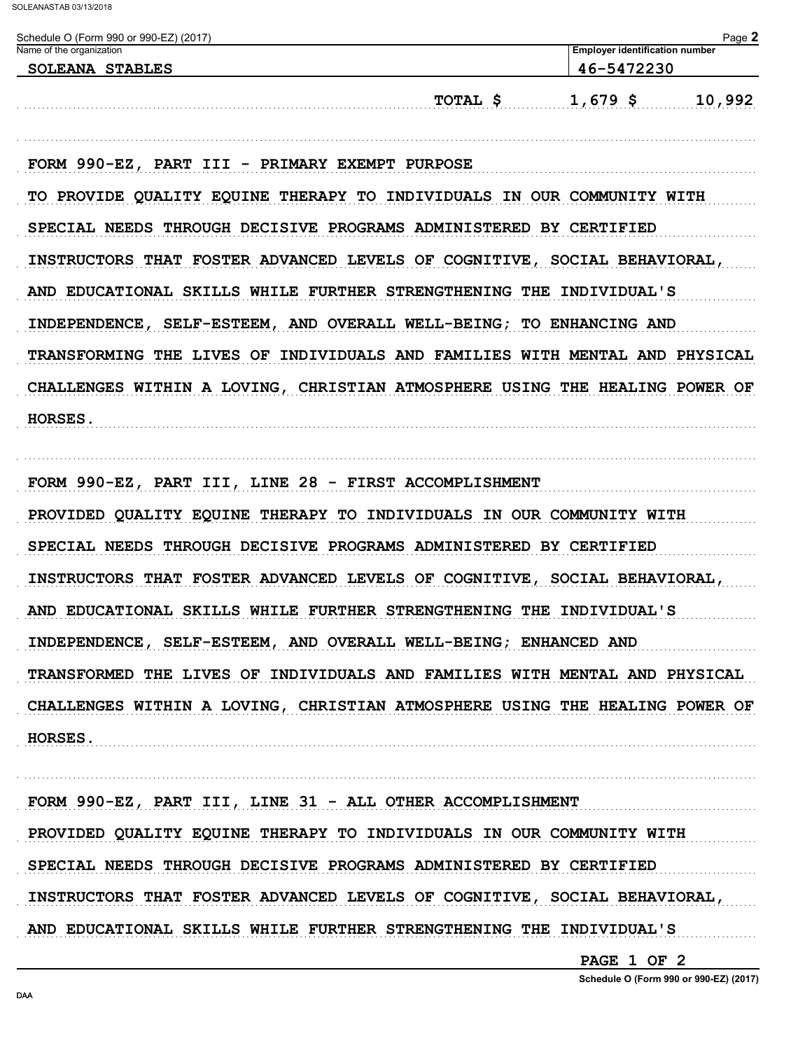Schedule O (Form 990 or 990-EZ) (2017)

| Name of the organization | Employer identification number |
|---|---|
| SOLEANA STABLES | 46-5472230 |

TOTAL $ 1,679 $ 10,992

FORM 990-EZ, PART III - PRIMARY EXEMPT PURPOSE

TO PROVIDE QUALITY EQUINE THERAPY TO INDIVIDUALS IN OUR COMMUNITY WITH SPECIAL NEEDS THROUGH DECISIVE PROGRAMS ADMINISTERED BY CERTIFIED INSTRUCTORS THAT FOSTER ADVANCED LEVELS OF COGNITIVE, SOCIAL BEHAVIORAL, AND EDUCATIONAL SKILLS WHILE FURTHER STRENGTHENING THE INDIVIDUAL'S INDEPENDENCE, SELF-ESTEEM, AND OVERALL WELL-BEING; TO ENHANCING AND TRANSFORMING THE LIVES OF INDIVIDUALS AND FAMILIES WITH MENTAL AND PHYSICAL CHALLENGES WITHIN A LOVING, CHRISTIAN ATMOSPHERE USING THE HEALING POWER OF HORSES.

FORM 990-EZ, PART III, LINE 28 - FIRST ACCOMPLISHMENT

PROVIDED QUALITY EQUINE THERAPY TO INDIVIDUALS IN OUR COMMUNITY WITH SPECIAL NEEDS THROUGH DECISIVE PROGRAMS ADMINISTERED BY CERTIFIED INSTRUCTORS THAT FOSTER ADVANCED LEVELS OF COGNITIVE, SOCIAL BEHAVIORAL, AND EDUCATIONAL SKILLS WHILE FURTHER STRENGTHENING THE INDIVIDUAL'S INDEPENDENCE, SELF-ESTEEM, AND OVERALL WELL-BEING; ENHANCED AND TRANSFORMED THE LIVES OF INDIVIDUALS AND FAMILIES WITH MENTAL AND PHYSICAL CHALLENGES WITHIN A LOVING, CHRISTIAN ATMOSPHERE USING THE HEALING POWER OF HORSES.

FORM 990-EZ, PART III, LINE 31 - ALL OTHER ACCOMPLISHMENT

PROVIDED QUALITY EQUINE THERAPY TO INDIVIDUALS IN OUR COMMUNITY WITH SPECIAL NEEDS THROUGH DECISIVE PROGRAMS ADMINISTERED BY CERTIFIED INSTRUCTORS THAT FOSTER ADVANCED LEVELS OF COGNITIVE, SOCIAL BEHAVIORAL, AND EDUCATIONAL SKILLS WHILE FURTHER STRENGTHENING THE INDIVIDUAL'S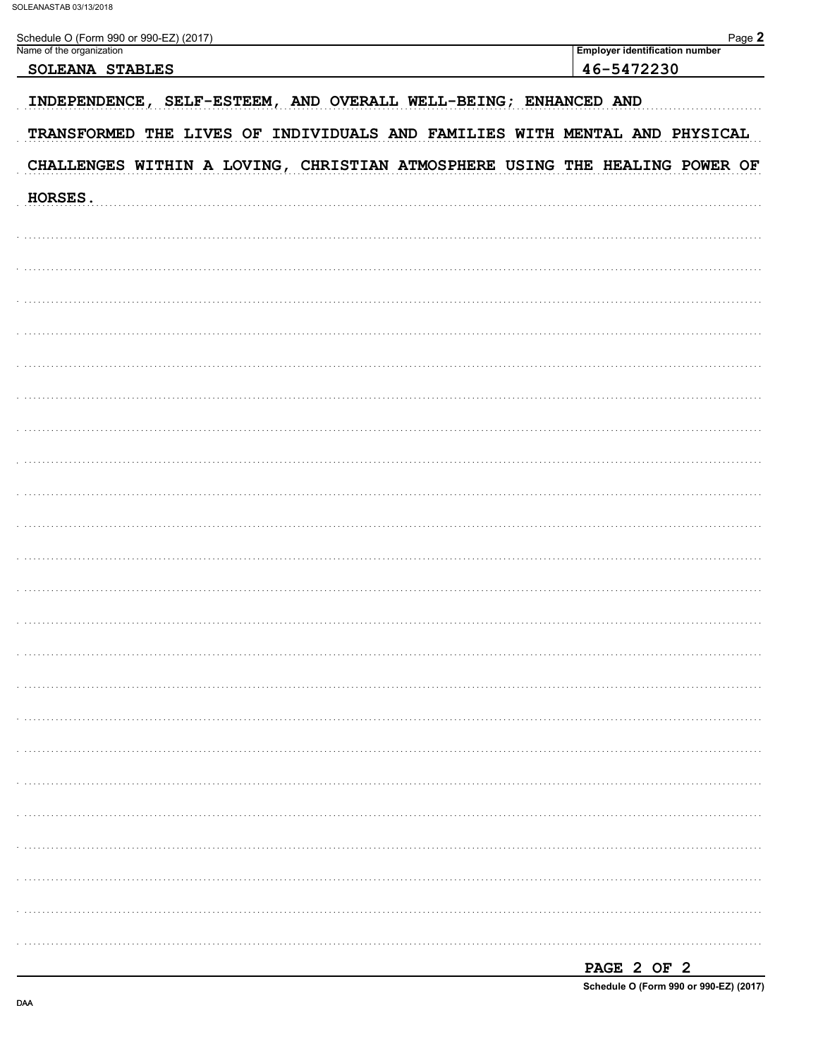Schedule O (Form 990 or 990-EZ) (2017)

| Name of the organization | Employer identification number |
| --- | --- |
| SOLEANA STABLES | 46-5472230 |

INDEPENDENCE, SELF-ESTEEM, AND OVERALL WELL-BEING; ENHANCED AND TRANSFORMED THE LIVES OF INDIVIDUALS AND FAMILIES WITH MENTAL AND PHYSICAL CHALLENGES WITHIN A LOVING, CHRISTIAN ATMOSPHERE USING THE HEALING POWER OF HORSES.

Schedule O (Form 990 or 990-EZ) (2017)